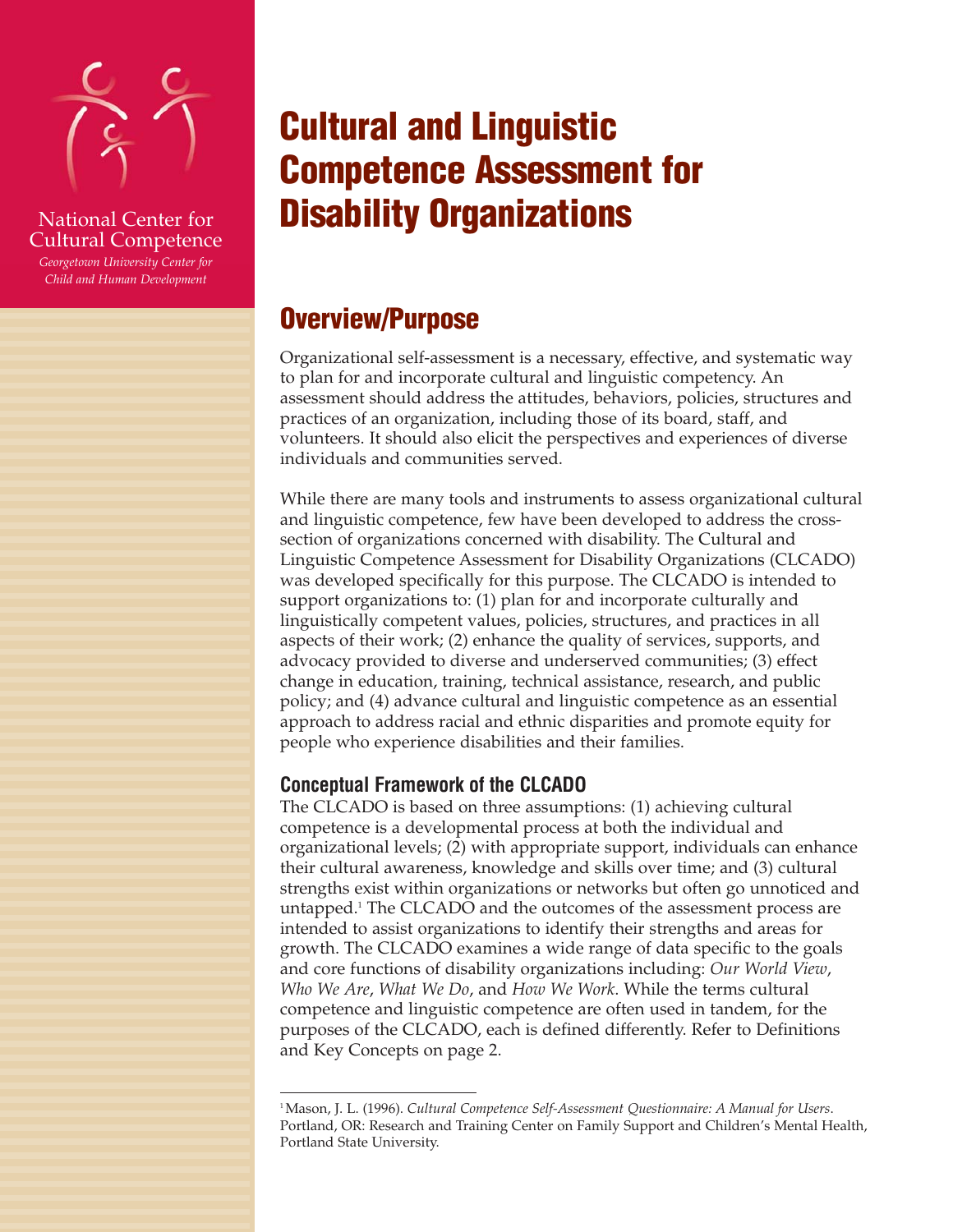National Center for Cultural Competence

*Georgetown University Center for Child and Human Development*

# Cultural and Linguistic Competence Assessment for Disability Organizations

## Overview/Purpose

Organizational self-assessment is a necessary, effective, and systematic way to plan for and incorporate cultural and linguistic competency. An assessment should address the attitudes, behaviors, policies, structures and practices of an organization, including those of its board, staff, and volunteers. It should also elicit the perspectives and experiences of diverse individuals and communities served.

While there are many tools and instruments to assess organizational cultural and linguistic competence, few have been developed to address the cross-section of organizations concerned with disability. The Cultural and Linguistic Competence Assessment for Disability Organizations (CLCADO) was developed specifically for this purpose. The CLCADO is intended to support organizations to: (1) plan for and incorporate culturally and linguistically competent values, policies, structures, and practices in all aspects of their work; (2) enhance the quality of services, supports, and advocacy provided to diverse and underserved communities; (3) effect change in education, training, technical assistance, research, and public policy; and (4) advance cultural and linguistic competence as an essential approach to address racial and ethnic disparities and promote equity for people who experience disabilities and their families.

### Conceptual Framework of the CLCADO

The CLCADO is based on three assumptions: (1) achieving cultural competence is a developmental process at both the individual and organizational levels; (2) with appropriate support, individuals can enhance their cultural awareness, knowledge and skills over time; and (3) cultural strengths exist within organizations or networks but often go unnoticed and untapped.[1] The CLCADO and the outcomes of the assessment process are intended to assist organizations to identify their strengths and areas for growth. The CLCADO examines a wide range of data specific to the goals and core functions of disability organizations including: *Our World View*, *Who We Are*, *What We Do*, and *How We Work*. While the terms cultural competence and linguistic competence are often used in tandem, for the purposes of the CLCADO, each is defined differently. Refer to Definitions and Key Concepts on page 2.

[1] Mason, J. L. (1996). *Cultural Competence Self-Assessment Questionnaire: A Manual for Users*. Portland, OR: Research and Training Center on Family Support and Children's Mental Health, Portland State University.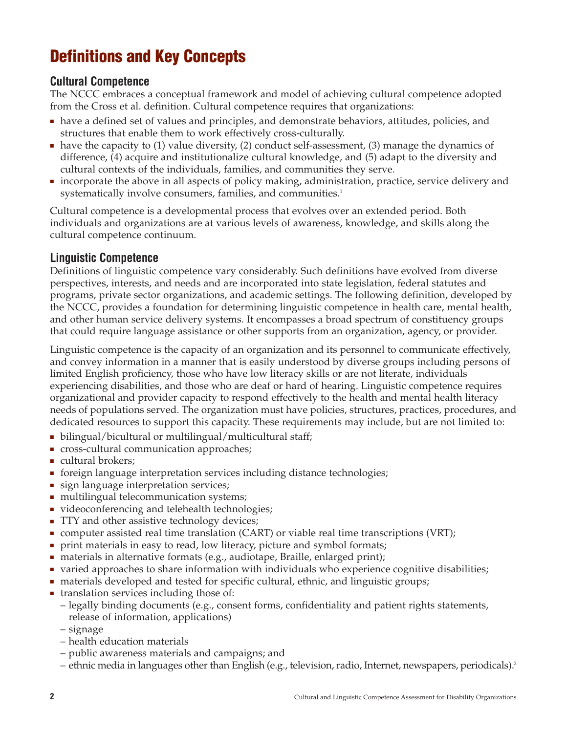# Definitions and Key Concepts

## Cultural Competence

The NCCC embraces a conceptual framework and model of achieving cultural competence adopted from the Cross et al. definition. Cultural competence requires that organizations:

- have a defined set of values and principles, and demonstrate behaviors, attitudes, policies, and structures that enable them to work effectively cross-culturally.
- have the capacity to (1) value diversity, (2) conduct self-assessment, (3) manage the dynamics of difference, (4) acquire and institutionalize cultural knowledge, and (5) adapt to the diversity and cultural contexts of the individuals, families, and communities they serve.
- incorporate the above in all aspects of policy making, administration, practice, service delivery and systematically involve consumers, families, and communities.[1]

Cultural competence is a developmental process that evolves over an extended period. Both individuals and organizations are at various levels of awareness, knowledge, and skills along the cultural competence continuum.

## Linguistic Competence

Definitions of linguistic competence vary considerably. Such definitions have evolved from diverse perspectives, interests, and needs and are incorporated into state legislation, federal statutes and programs, private sector organizations, and academic settings. The following definition, developed by the NCCC, provides a foundation for determining linguistic competence in health care, mental health, and other human service delivery systems. It encompasses a broad spectrum of constituency groups that could require language assistance or other supports from an organization, agency, or provider.

Linguistic competence is the capacity of an organization and its personnel to communicate effectively, and convey information in a manner that is easily understood by diverse groups including persons of limited English proficiency, those who have low literacy skills or are not literate, individuals experiencing disabilities, and those who are deaf or hard of hearing. Linguistic competence requires organizational and provider capacity to respond effectively to the health and mental health literacy needs of populations served. The organization must have policies, structures, practices, procedures, and dedicated resources to support this capacity. These requirements may include, but are not limited to:

- bilingual/bicultural or multilingual/multicultural staff;
- cross-cultural communication approaches;
- cultural brokers;
- foreign language interpretation services including distance technologies;
- sign language interpretation services;
- multilingual telecommunication systems;
- videoconferencing and telehealth technologies;
- TTY and other assistive technology devices;
- computer assisted real time translation (CART) or viable real time transcriptions (VRT);
- print materials in easy to read, low literacy, picture and symbol formats;
- materials in alternative formats (e.g., audiotape, Braille, enlarged print);
- varied approaches to share information with individuals who experience cognitive disabilities;
- materials developed and tested for specific cultural, ethnic, and linguistic groups;
- translation services including those of:
  - legally binding documents (e.g., consent forms, confidentiality and patient rights statements, release of information, applications)
  - signage
  - health education materials
  - public awareness materials and campaigns; and
  - ethnic media in languages other than English (e.g., television, radio, Internet, newspapers, periodicals).[2]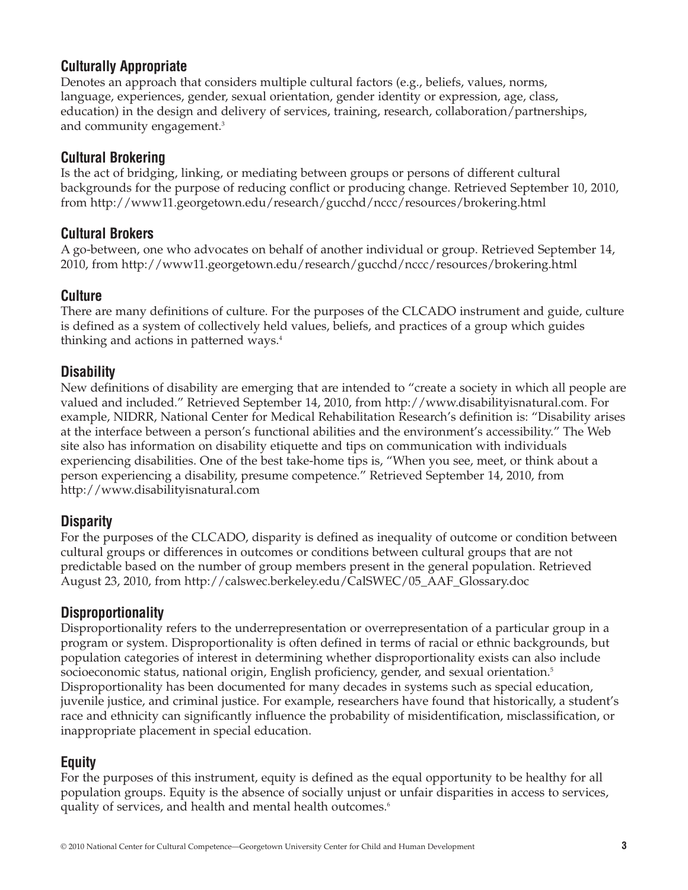### Culturally Appropriate

Denotes an approach that considers multiple cultural factors (e.g., beliefs, values, norms, language, experiences, gender, sexual orientation, gender identity or expression, age, class, education) in the design and delivery of services, training, research, collaboration/partnerships, and community engagement.[3]

### Cultural Brokering

Is the act of bridging, linking, or mediating between groups or persons of different cultural backgrounds for the purpose of reducing conflict or producing change. Retrieved September 10, 2010, from http://www11.georgetown.edu/research/gucchd/nccc/resources/brokering.html

### Cultural Brokers

A go-between, one who advocates on behalf of another individual or group. Retrieved September 14, 2010, from http://www11.georgetown.edu/research/gucchd/nccc/resources/brokering.html

### Culture

There are many definitions of culture. For the purposes of the CLCADO instrument and guide, culture is defined as a system of collectively held values, beliefs, and practices of a group which guides thinking and actions in patterned ways.[4]

### Disability

New definitions of disability are emerging that are intended to "create a society in which all people are valued and included." Retrieved September 14, 2010, from http://www.disabilityisnatural.com. For example, NIDRR, National Center for Medical Rehabilitation Research's definition is: "Disability arises at the interface between a person's functional abilities and the environment's accessibility." The Web site also has information on disability etiquette and tips on communication with individuals experiencing disabilities. One of the best take-home tips is, "When you see, meet, or think about a person experiencing a disability, presume competence." Retrieved September 14, 2010, from http://www.disabilityisnatural.com

### Disparity

For the purposes of the CLCADO, disparity is defined as inequality of outcome or condition between cultural groups or differences in outcomes or conditions between cultural groups that are not predictable based on the number of group members present in the general population. Retrieved August 23, 2010, from http://calswec.berkeley.edu/CalSWEC/05_AAF_Glossary.doc

### Disproportionality

Disproportionality refers to the underrepresentation or overrepresentation of a particular group in a program or system. Disproportionality is often defined in terms of racial or ethnic backgrounds, but population categories of interest in determining whether disproportionality exists can also include socioeconomic status, national origin, English proficiency, gender, and sexual orientation.[5] Disproportionality has been documented for many decades in systems such as special education, juvenile justice, and criminal justice. For example, researchers have found that historically, a student's race and ethnicity can significantly influence the probability of misidentification, misclassification, or inappropriate placement in special education.

### Equity

For the purposes of this instrument, equity is defined as the equal opportunity to be healthy for all population groups. Equity is the absence of socially unjust or unfair disparities in access to services, quality of services, and health and mental health outcomes.[6]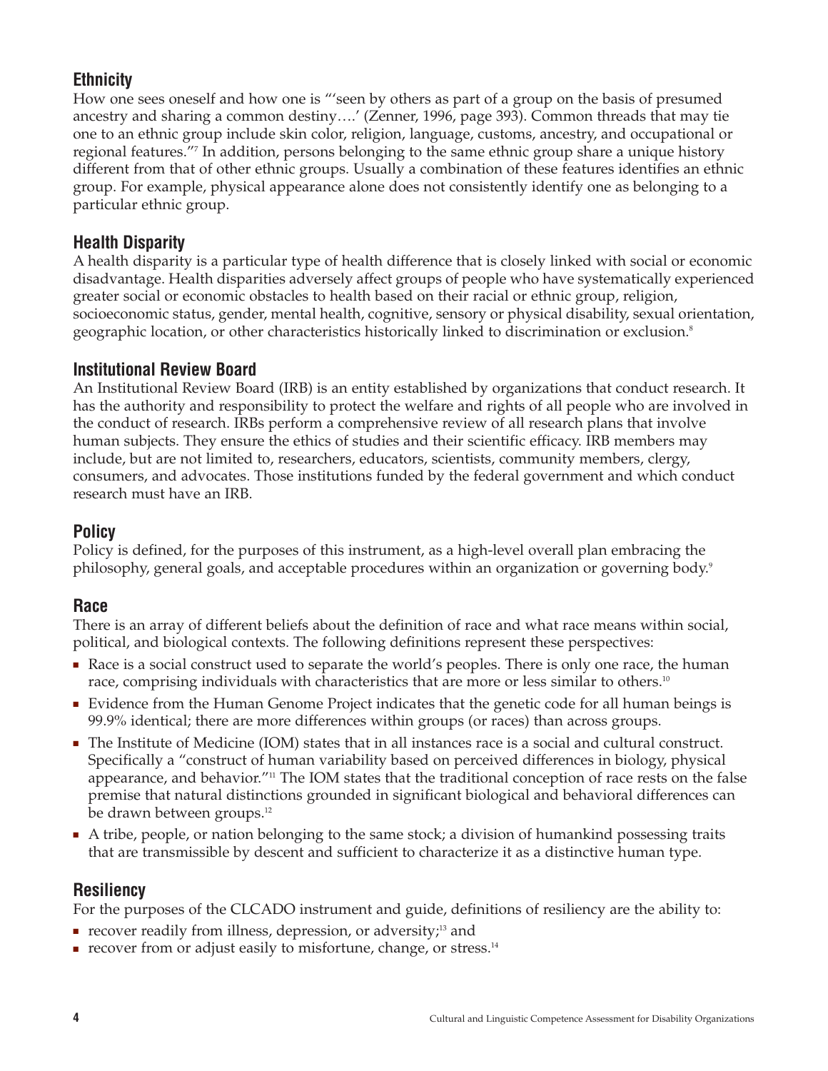## Ethnicity

How one sees oneself and how one is "'seen by others as part of a group on the basis of presumed ancestry and sharing a common destiny….' (Zenner, 1996, page 393). Common threads that may tie one to an ethnic group include skin color, religion, language, customs, ancestry, and occupational or regional features."[7] In addition, persons belonging to the same ethnic group share a unique history different from that of other ethnic groups. Usually a combination of these features identifies an ethnic group. For example, physical appearance alone does not consistently identify one as belonging to a particular ethnic group.

## Health Disparity

A health disparity is a particular type of health difference that is closely linked with social or economic disadvantage. Health disparities adversely affect groups of people who have systematically experienced greater social or economic obstacles to health based on their racial or ethnic group, religion, socioeconomic status, gender, mental health, cognitive, sensory or physical disability, sexual orientation, geographic location, or other characteristics historically linked to discrimination or exclusion.[8]

## Institutional Review Board

An Institutional Review Board (IRB) is an entity established by organizations that conduct research. It has the authority and responsibility to protect the welfare and rights of all people who are involved in the conduct of research. IRBs perform a comprehensive review of all research plans that involve human subjects. They ensure the ethics of studies and their scientific efficacy. IRB members may include, but are not limited to, researchers, educators, scientists, community members, clergy, consumers, and advocates. Those institutions funded by the federal government and which conduct research must have an IRB.

## Policy

Policy is defined, for the purposes of this instrument, as a high-level overall plan embracing the philosophy, general goals, and acceptable procedures within an organization or governing body.[9]

## Race

There is an array of different beliefs about the definition of race and what race means within social, political, and biological contexts. The following definitions represent these perspectives:

- Race is a social construct used to separate the world's peoples. There is only one race, the human race, comprising individuals with characteristics that are more or less similar to others.[10]
- Evidence from the Human Genome Project indicates that the genetic code for all human beings is 99.9% identical; there are more differences within groups (or races) than across groups.
- The Institute of Medicine (IOM) states that in all instances race is a social and cultural construct. Specifically a "construct of human variability based on perceived differences in biology, physical appearance, and behavior."[11] The IOM states that the traditional conception of race rests on the false premise that natural distinctions grounded in significant biological and behavioral differences can be drawn between groups.[12]
- A tribe, people, or nation belonging to the same stock; a division of humankind possessing traits that are transmissible by descent and sufficient to characterize it as a distinctive human type.

## Resiliency

For the purposes of the CLCADO instrument and guide, definitions of resiliency are the ability to:

- recover readily from illness, depression, or adversity;[13] and
- recover from or adjust easily to misfortune, change, or stress.[14]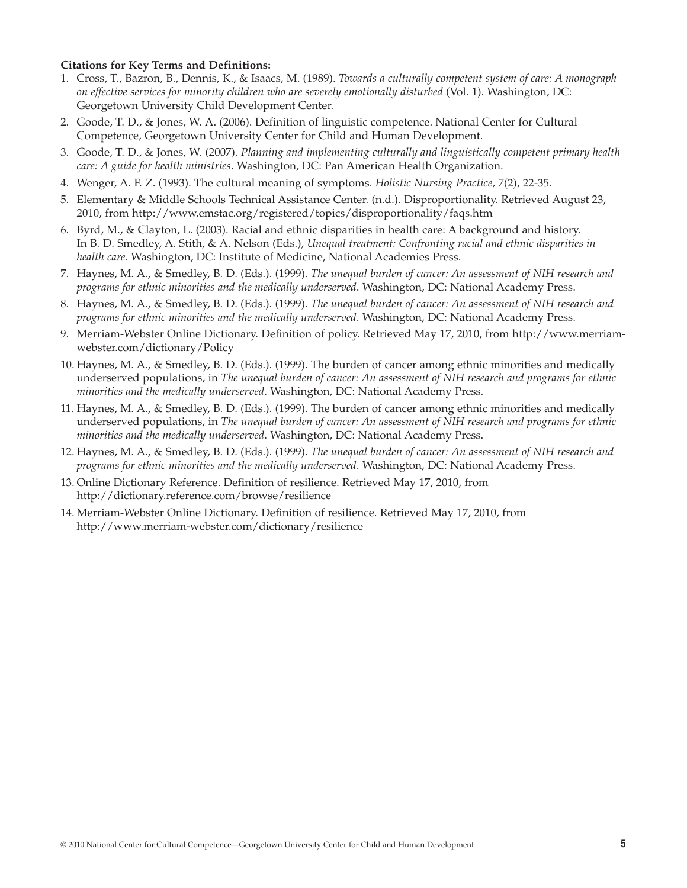**Citations for Key Terms and Definitions:**

1. Cross, T., Bazron, B., Dennis, K., & Isaacs, M. (1989). *Towards a culturally competent system of care: A monograph on effective services for minority children who are severely emotionally disturbed* (Vol. 1). Washington, DC: Georgetown University Child Development Center.
2. Goode, T. D., & Jones, W. A. (2006). Definition of linguistic competence. National Center for Cultural Competence, Georgetown University Center for Child and Human Development.
3. Goode, T. D., & Jones, W. (2007). *Planning and implementing culturally and linguistically competent primary health care: A guide for health ministries*. Washington, DC: Pan American Health Organization.
4. Wenger, A. F. Z. (1993). The cultural meaning of symptoms. *Holistic Nursing Practice, 7*(2), 22-35.
5. Elementary & Middle Schools Technical Assistance Center. (n.d.). Disproportionality. Retrieved August 23, 2010, from http://www.emstac.org/registered/topics/disproportionality/faqs.htm
6. Byrd, M., & Clayton, L. (2003). Racial and ethnic disparities in health care: A background and history. In B. D. Smedley, A. Stith, & A. Nelson (Eds.), *Unequal treatment: Confronting racial and ethnic disparities in health care*. Washington, DC: Institute of Medicine, National Academies Press.
7. Haynes, M. A., & Smedley, B. D. (Eds.). (1999). *The unequal burden of cancer: An assessment of NIH research and programs for ethnic minorities and the medically underserved*. Washington, DC: National Academy Press.
8. Haynes, M. A., & Smedley, B. D. (Eds.). (1999). *The unequal burden of cancer: An assessment of NIH research and programs for ethnic minorities and the medically underserved*. Washington, DC: National Academy Press.
9. Merriam-Webster Online Dictionary. Definition of policy. Retrieved May 17, 2010, from http://www.merriam-webster.com/dictionary/Policy
10. Haynes, M. A., & Smedley, B. D. (Eds.). (1999). The burden of cancer among ethnic minorities and medically underserved populations, in *The unequal burden of cancer: An assessment of NIH research and programs for ethnic minorities and the medically underserved*. Washington, DC: National Academy Press.
11. Haynes, M. A., & Smedley, B. D. (Eds.). (1999). The burden of cancer among ethnic minorities and medically underserved populations, in *The unequal burden of cancer: An assessment of NIH research and programs for ethnic minorities and the medically underserved*. Washington, DC: National Academy Press.
12. Haynes, M. A., & Smedley, B. D. (Eds.). (1999). *The unequal burden of cancer: An assessment of NIH research and programs for ethnic minorities and the medically underserved*. Washington, DC: National Academy Press.
13. Online Dictionary Reference. Definition of resilience. Retrieved May 17, 2010, from http://dictionary.reference.com/browse/resilience
14. Merriam-Webster Online Dictionary. Definition of resilience. Retrieved May 17, 2010, from http://www.merriam-webster.com/dictionary/resilience

© 2010 National Center for Cultural Competence—Georgetown University Center for Child and Human Development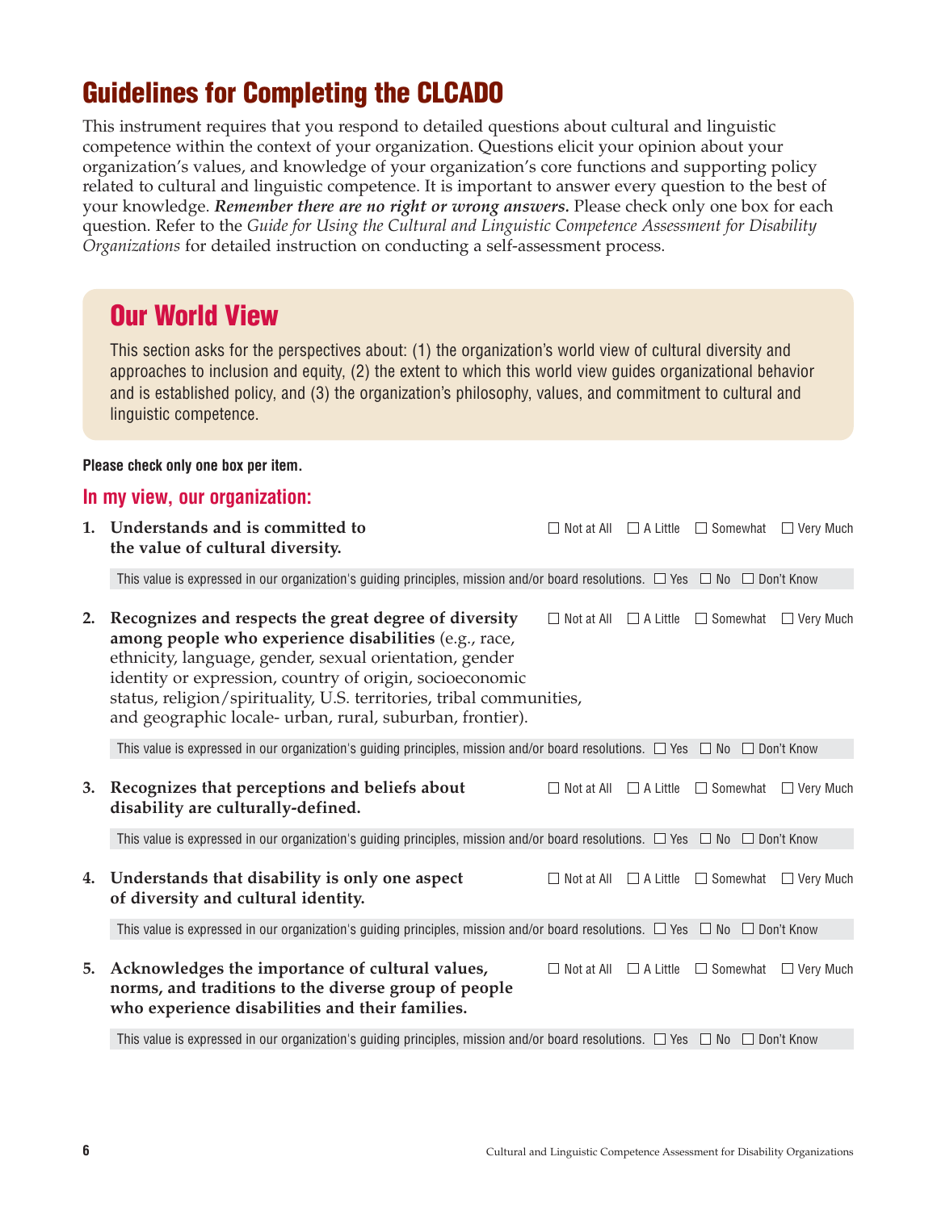# Guidelines for Completing the CLCADO

This instrument requires that you respond to detailed questions about cultural and linguistic competence within the context of your organization. Questions elicit your opinion about your organization's values, and knowledge of your organization's core functions and supporting policy related to cultural and linguistic competence. It is important to answer every question to the best of your knowledge. ***Remember there are no right or wrong answers.*** Please check only one box for each question. Refer to the *Guide for Using the Cultural and Linguistic Competence Assessment for Disability Organizations* for detailed instruction on conducting a self-assessment process.

## Our World View

This section asks for the perspectives about: (1) the organization's world view of cultural diversity and approaches to inclusion and equity, (2) the extent to which this world view guides organizational behavior and is established policy, and (3) the organization's philosophy, values, and commitment to cultural and linguistic competence.

**Please check only one box per item.**

### In my view, our organization:

1. **Understands and is committed to the value of cultural diversity.** ☐ Not at All ☐ A Little ☐ Somewhat ☐ Very Much

   This value is expressed in our organization's guiding principles, mission and/or board resolutions. ☐ Yes ☐ No ☐ Don't Know

2. **Recognizes and respects the great degree of diversity among people who experience disabilities** (e.g., race, ethnicity, language, gender, sexual orientation, gender identity or expression, country of origin, socioeconomic status, religion/spirituality, U.S. territories, tribal communities, and geographic locale- urban, rural, suburban, frontier). ☐ Not at All ☐ A Little ☐ Somewhat ☐ Very Much

   This value is expressed in our organization's guiding principles, mission and/or board resolutions. ☐ Yes ☐ No ☐ Don't Know

3. **Recognizes that perceptions and beliefs about disability are culturally-defined.** ☐ Not at All ☐ A Little ☐ Somewhat ☐ Very Much

   This value is expressed in our organization's guiding principles, mission and/or board resolutions. ☐ Yes ☐ No ☐ Don't Know

4. **Understands that disability is only one aspect of diversity and cultural identity.** ☐ Not at All ☐ A Little ☐ Somewhat ☐ Very Much

   This value is expressed in our organization's guiding principles, mission and/or board resolutions. ☐ Yes ☐ No ☐ Don't Know

5. **Acknowledges the importance of cultural values, norms, and traditions to the diverse group of people who experience disabilities and their families.** ☐ Not at All ☐ A Little ☐ Somewhat ☐ Very Much

   This value is expressed in our organization's guiding principles, mission and/or board resolutions. ☐ Yes ☐ No ☐ Don't Know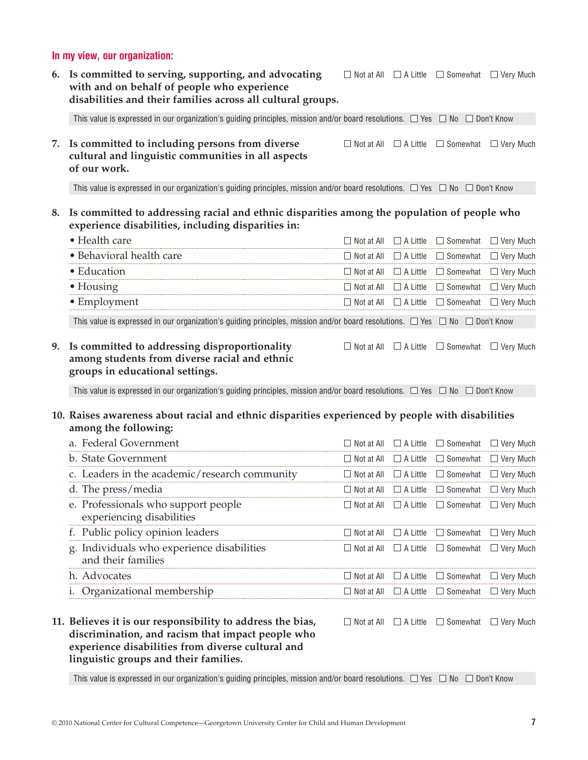## In my view, our organization:

**6. Is committed to serving, supporting, and advocating with and on behalf of people who experience disabilities and their families across all cultural groups.**

☐ Not at All ☐ A Little ☐ Somewhat ☐ Very Much

This value is expressed in our organization's guiding principles, mission and/or board resolutions. ☐ Yes ☐ No ☐ Don't Know

**7. Is committed to including persons from diverse cultural and linguistic communities in all aspects of our work.**

☐ Not at All ☐ A Little ☐ Somewhat ☐ Very Much

This value is expressed in our organization's guiding principles, mission and/or board resolutions. ☐ Yes ☐ No ☐ Don't Know

**8. Is committed to addressing racial and ethnic disparities among the population of people who experience disabilities, including disparities in:**

| | | | | |
|---|---|---|---|---|
| • Health care | ☐ Not at All | ☐ A Little | ☐ Somewhat | ☐ Very Much |
| • Behavioral health care | ☐ Not at All | ☐ A Little | ☐ Somewhat | ☐ Very Much |
| • Education | ☐ Not at All | ☐ A Little | ☐ Somewhat | ☐ Very Much |
| • Housing | ☐ Not at All | ☐ A Little | ☐ Somewhat | ☐ Very Much |
| • Employment | ☐ Not at All | ☐ A Little | ☐ Somewhat | ☐ Very Much |

This value is expressed in our organization's guiding principles, mission and/or board resolutions. ☐ Yes ☐ No ☐ Don't Know

**9. Is committed to addressing disproportionality among students from diverse racial and ethnic groups in educational settings.**

☐ Not at All ☐ A Little ☐ Somewhat ☐ Very Much

This value is expressed in our organization's guiding principles, mission and/or board resolutions. ☐ Yes ☐ No ☐ Don't Know

**10. Raises awareness about racial and ethnic disparities experienced by people with disabilities among the following:**

| | | | | |
|---|---|---|---|---|
| a. Federal Government | ☐ Not at All | ☐ A Little | ☐ Somewhat | ☐ Very Much |
| b. State Government | ☐ Not at All | ☐ A Little | ☐ Somewhat | ☐ Very Much |
| c. Leaders in the academic/research community | ☐ Not at All | ☐ A Little | ☐ Somewhat | ☐ Very Much |
| d. The press/media | ☐ Not at All | ☐ A Little | ☐ Somewhat | ☐ Very Much |
| e. Professionals who support people experiencing disabilities | ☐ Not at All | ☐ A Little | ☐ Somewhat | ☐ Very Much |
| f. Public policy opinion leaders | ☐ Not at All | ☐ A Little | ☐ Somewhat | ☐ Very Much |
| g. Individuals who experience disabilities and their families | ☐ Not at All | ☐ A Little | ☐ Somewhat | ☐ Very Much |
| h. Advocates | ☐ Not at All | ☐ A Little | ☐ Somewhat | ☐ Very Much |
| i. Organizational membership | ☐ Not at All | ☐ A Little | ☐ Somewhat | ☐ Very Much |

**11. Believes it is our responsibility to address the bias, discrimination, and racism that impact people who experience disabilities from diverse cultural and linguistic groups and their families.**

☐ Not at All ☐ A Little ☐ Somewhat ☐ Very Much

This value is expressed in our organization's guiding principles, mission and/or board resolutions. ☐ Yes ☐ No ☐ Don't Know

© 2010 National Center for Cultural Competence—Georgetown University Center for Child and Human Development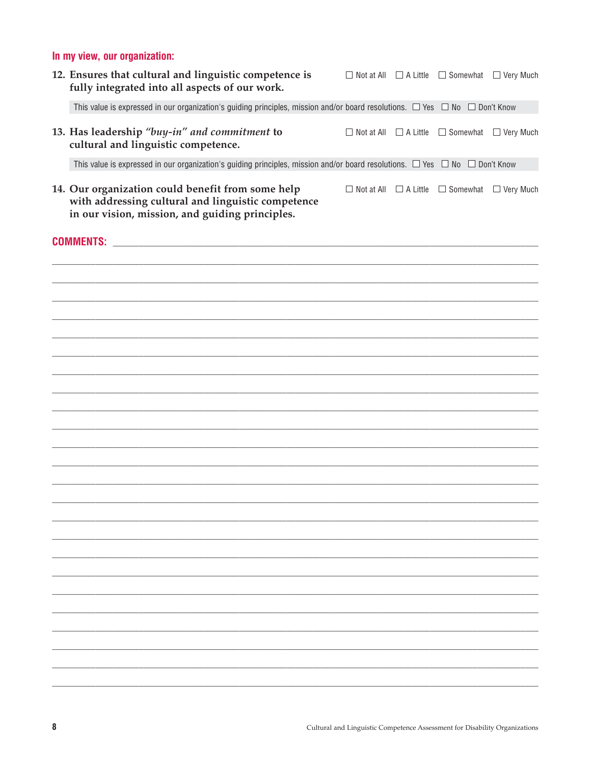**In my view, our organization:**

**12. Ensures that cultural and linguistic competence is fully integrated into all aspects of our work.** ☐ Not at All ☐ A Little ☐ Somewhat ☐ Very Much

This value is expressed in our organization's guiding principles, mission and/or board resolutions. ☐ Yes ☐ No ☐ Don't Know

**13. Has leadership *"buy-in" and commitment* to cultural and linguistic competence.** ☐ Not at All ☐ A Little ☐ Somewhat ☐ Very Much

This value is expressed in our organization's guiding principles, mission and/or board resolutions. ☐ Yes ☐ No ☐ Don't Know

**14. Our organization could benefit from some help with addressing cultural and linguistic competence in our vision, mission, and guiding principles.** ☐ Not at All ☐ A Little ☐ Somewhat ☐ Very Much

**COMMENTS:** ____________________________________________________________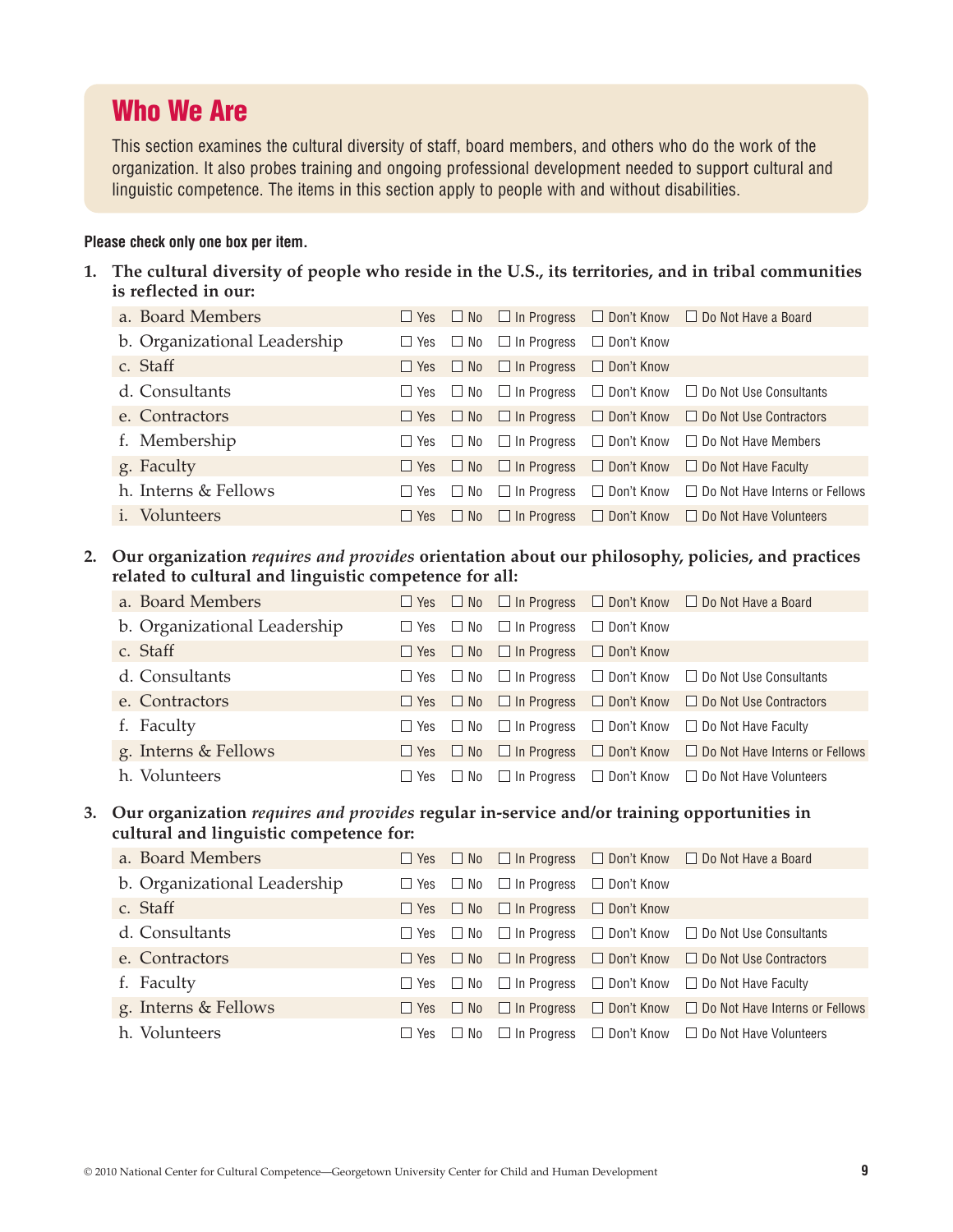## Who We Are

This section examines the cultural diversity of staff, board members, and others who do the work of the organization. It also probes training and ongoing professional development needed to support cultural and linguistic competence. The items in this section apply to people with and without disabilities.

**Please check only one box per item.**

**1. The cultural diversity of people who reside in the U.S., its territories, and in tribal communities is reflected in our:**

| Item | | | | | |
|---|---|---|---|---|---|
| a. Board Members | ☐ Yes | ☐ No | ☐ In Progress | ☐ Don't Know | ☐ Do Not Have a Board |
| b. Organizational Leadership | ☐ Yes | ☐ No | ☐ In Progress | ☐ Don't Know | |
| c. Staff | ☐ Yes | ☐ No | ☐ In Progress | ☐ Don't Know | |
| d. Consultants | ☐ Yes | ☐ No | ☐ In Progress | ☐ Don't Know | ☐ Do Not Use Consultants |
| e. Contractors | ☐ Yes | ☐ No | ☐ In Progress | ☐ Don't Know | ☐ Do Not Use Contractors |
| f. Membership | ☐ Yes | ☐ No | ☐ In Progress | ☐ Don't Know | ☐ Do Not Have Members |
| g. Faculty | ☐ Yes | ☐ No | ☐ In Progress | ☐ Don't Know | ☐ Do Not Have Faculty |
| h. Interns & Fellows | ☐ Yes | ☐ No | ☐ In Progress | ☐ Don't Know | ☐ Do Not Have Interns or Fellows |
| i. Volunteers | ☐ Yes | ☐ No | ☐ In Progress | ☐ Don't Know | ☐ Do Not Have Volunteers |

**2. Our organization *requires and provides* orientation about our philosophy, policies, and practices related to cultural and linguistic competence for all:**

| Item | | | | | |
|---|---|---|---|---|---|
| a. Board Members | ☐ Yes | ☐ No | ☐ In Progress | ☐ Don't Know | ☐ Do Not Have a Board |
| b. Organizational Leadership | ☐ Yes | ☐ No | ☐ In Progress | ☐ Don't Know | |
| c. Staff | ☐ Yes | ☐ No | ☐ In Progress | ☐ Don't Know | |
| d. Consultants | ☐ Yes | ☐ No | ☐ In Progress | ☐ Don't Know | ☐ Do Not Use Consultants |
| e. Contractors | ☐ Yes | ☐ No | ☐ In Progress | ☐ Don't Know | ☐ Do Not Use Contractors |
| f. Faculty | ☐ Yes | ☐ No | ☐ In Progress | ☐ Don't Know | ☐ Do Not Have Faculty |
| g. Interns & Fellows | ☐ Yes | ☐ No | ☐ In Progress | ☐ Don't Know | ☐ Do Not Have Interns or Fellows |
| h. Volunteers | ☐ Yes | ☐ No | ☐ In Progress | ☐ Don't Know | ☐ Do Not Have Volunteers |

**3. Our organization *requires and provides* regular in-service and/or training opportunities in cultural and linguistic competence for:**

| Item | | | | | |
|---|---|---|---|---|---|
| a. Board Members | ☐ Yes | ☐ No | ☐ In Progress | ☐ Don't Know | ☐ Do Not Have a Board |
| b. Organizational Leadership | ☐ Yes | ☐ No | ☐ In Progress | ☐ Don't Know | |
| c. Staff | ☐ Yes | ☐ No | ☐ In Progress | ☐ Don't Know | |
| d. Consultants | ☐ Yes | ☐ No | ☐ In Progress | ☐ Don't Know | ☐ Do Not Use Consultants |
| e. Contractors | ☐ Yes | ☐ No | ☐ In Progress | ☐ Don't Know | ☐ Do Not Use Contractors |
| f. Faculty | ☐ Yes | ☐ No | ☐ In Progress | ☐ Don't Know | ☐ Do Not Have Faculty |
| g. Interns & Fellows | ☐ Yes | ☐ No | ☐ In Progress | ☐ Don't Know | ☐ Do Not Have Interns or Fellows |
| h. Volunteers | ☐ Yes | ☐ No | ☐ In Progress | ☐ Don't Know | ☐ Do Not Have Volunteers |

© 2010 National Center for Cultural Competence—Georgetown University Center for Child and Human Development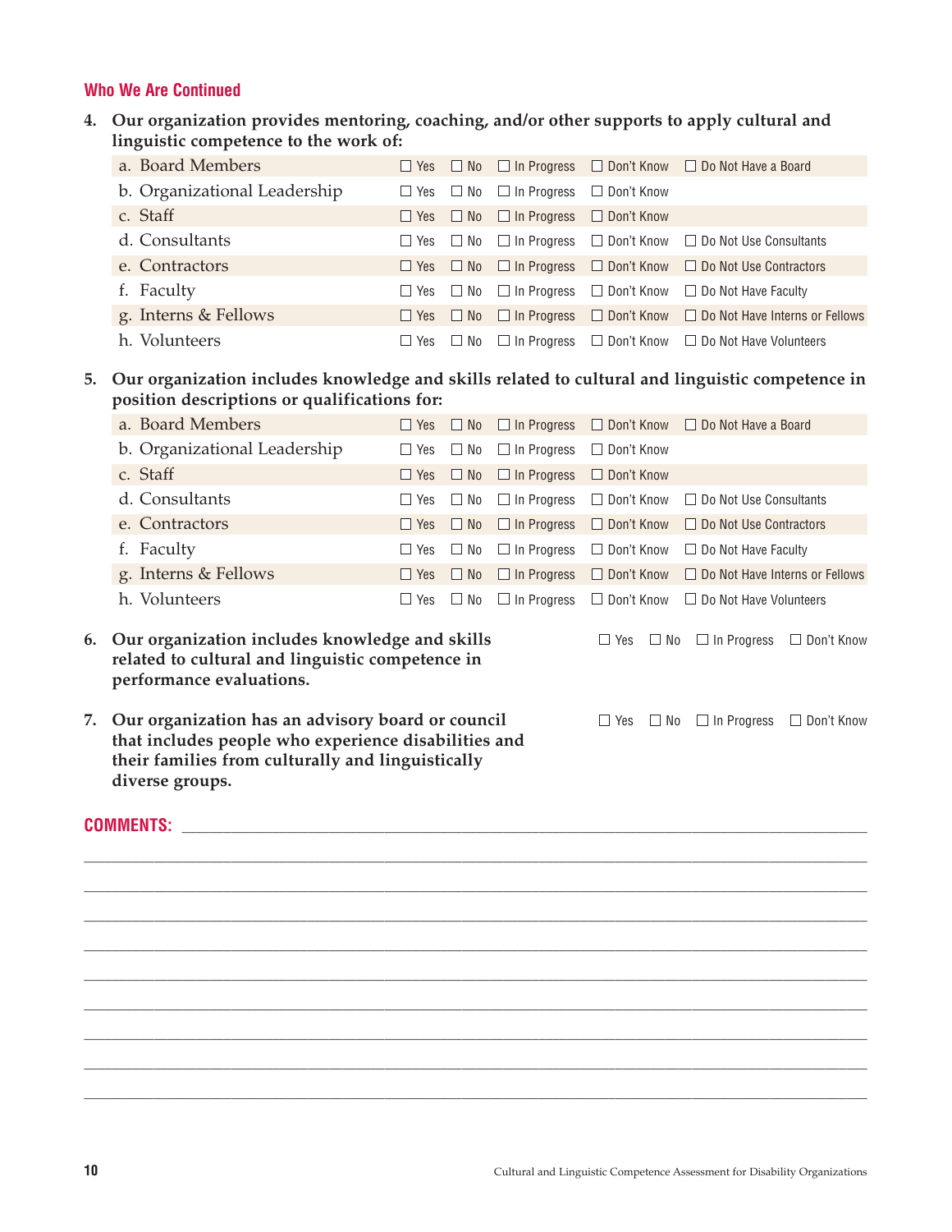## Who We Are Continued

**4. Our organization provides mentoring, coaching, and/or other supports to apply cultural and linguistic competence to the work of:**

| | | | | | |
|---|---|---|---|---|---|
| a. Board Members | ☐ Yes | ☐ No | ☐ In Progress | ☐ Don't Know | ☐ Do Not Have a Board |
| b. Organizational Leadership | ☐ Yes | ☐ No | ☐ In Progress | ☐ Don't Know | |
| c. Staff | ☐ Yes | ☐ No | ☐ In Progress | ☐ Don't Know | |
| d. Consultants | ☐ Yes | ☐ No | ☐ In Progress | ☐ Don't Know | ☐ Do Not Use Consultants |
| e. Contractors | ☐ Yes | ☐ No | ☐ In Progress | ☐ Don't Know | ☐ Do Not Use Contractors |
| f. Faculty | ☐ Yes | ☐ No | ☐ In Progress | ☐ Don't Know | ☐ Do Not Have Faculty |
| g. Interns & Fellows | ☐ Yes | ☐ No | ☐ In Progress | ☐ Don't Know | ☐ Do Not Have Interns or Fellows |
| h. Volunteers | ☐ Yes | ☐ No | ☐ In Progress | ☐ Don't Know | ☐ Do Not Have Volunteers |

**5. Our organization includes knowledge and skills related to cultural and linguistic competence in position descriptions or qualifications for:**

| | | | | | |
|---|---|---|---|---|---|
| a. Board Members | ☐ Yes | ☐ No | ☐ In Progress | ☐ Don't Know | ☐ Do Not Have a Board |
| b. Organizational Leadership | ☐ Yes | ☐ No | ☐ In Progress | ☐ Don't Know | |
| c. Staff | ☐ Yes | ☐ No | ☐ In Progress | ☐ Don't Know | |
| d. Consultants | ☐ Yes | ☐ No | ☐ In Progress | ☐ Don't Know | ☐ Do Not Use Consultants |
| e. Contractors | ☐ Yes | ☐ No | ☐ In Progress | ☐ Don't Know | ☐ Do Not Use Contractors |
| f. Faculty | ☐ Yes | ☐ No | ☐ In Progress | ☐ Don't Know | ☐ Do Not Have Faculty |
| g. Interns & Fellows | ☐ Yes | ☐ No | ☐ In Progress | ☐ Don't Know | ☐ Do Not Have Interns or Fellows |
| h. Volunteers | ☐ Yes | ☐ No | ☐ In Progress | ☐ Don't Know | ☐ Do Not Have Volunteers |

**6. Our organization includes knowledge and skills related to cultural and linguistic competence in performance evaluations.**

☐ Yes ☐ No ☐ In Progress ☐ Don't Know

**7. Our organization has an advisory board or council that includes people who experience disabilities and their families from culturally and linguistically diverse groups.**

☐ Yes ☐ No ☐ In Progress ☐ Don't Know

**COMMENTS:** ______________________________________________________________________

______________________________________________________________________

______________________________________________________________________

______________________________________________________________________

______________________________________________________________________

______________________________________________________________________

______________________________________________________________________

______________________________________________________________________

______________________________________________________________________

______________________________________________________________________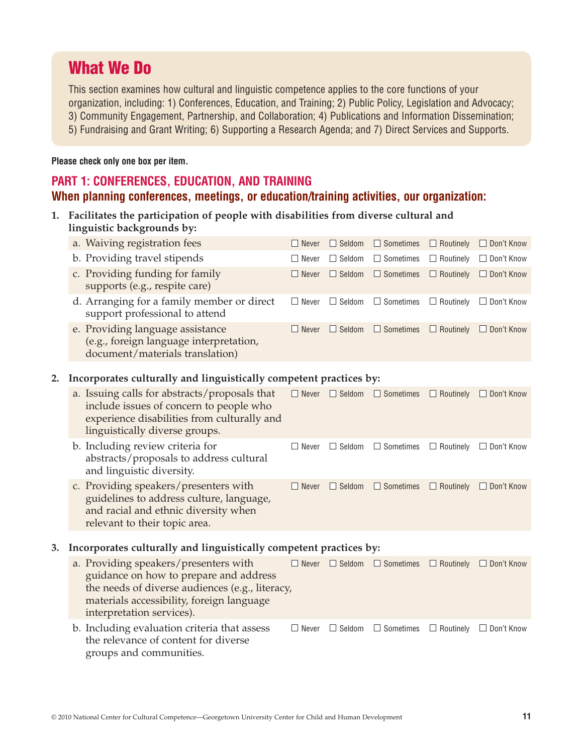## What We Do

This section examines how cultural and linguistic competence applies to the core functions of your organization, including: 1) Conferences, Education, and Training; 2) Public Policy, Legislation and Advocacy; 3) Community Engagement, Partnership, and Collaboration; 4) Publications and Information Dissemination; 5) Fundraising and Grant Writing; 6) Supporting a Research Agenda; and 7) Direct Services and Supports.

**Please check only one box per item.**

## PART 1: CONFERENCES, EDUCATION, AND TRAINING

### When planning conferences, meetings, or education/training activities, our organization:

**1. Facilitates the participation of people with disabilities from diverse cultural and linguistic backgrounds by:**

| Item | Never | Seldom | Sometimes | Routinely | Don't Know |
|---|---|---|---|---|---|
| a. Waiving registration fees | ☐ | ☐ | ☐ | ☐ | ☐ |
| b. Providing travel stipends | ☐ | ☐ | ☐ | ☐ | ☐ |
| c. Providing funding for family supports (e.g., respite care) | ☐ | ☐ | ☐ | ☐ | ☐ |
| d. Arranging for a family member or direct support professional to attend | ☐ | ☐ | ☐ | ☐ | ☐ |
| e. Providing language assistance (e.g., foreign language interpretation, document/materials translation) | ☐ | ☐ | ☐ | ☐ | ☐ |

**2. Incorporates culturally and linguistically competent practices by:**

| Item | Never | Seldom | Sometimes | Routinely | Don't Know |
|---|---|---|---|---|---|
| a. Issuing calls for abstracts/proposals that include issues of concern to people who experience disabilities from culturally and linguistically diverse groups. | ☐ | ☐ | ☐ | ☐ | ☐ |
| b. Including review criteria for abstracts/proposals to address cultural and linguistic diversity. | ☐ | ☐ | ☐ | ☐ | ☐ |
| c. Providing speakers/presenters with guidelines to address culture, language, and racial and ethnic diversity when relevant to their topic area. | ☐ | ☐ | ☐ | ☐ | ☐ |

**3. Incorporates culturally and linguistically competent practices by:**

| Item | Never | Seldom | Sometimes | Routinely | Don't Know |
|---|---|---|---|---|---|
| a. Providing speakers/presenters with guidance on how to prepare and address the needs of diverse audiences (e.g., literacy, materials accessibility, foreign language interpretation services). | ☐ | ☐ | ☐ | ☐ | ☐ |
| b. Including evaluation criteria that assess the relevance of content for diverse groups and communities. | ☐ | ☐ | ☐ | ☐ | ☐ |

© 2010 National Center for Cultural Competence—Georgetown University Center for Child and Human Development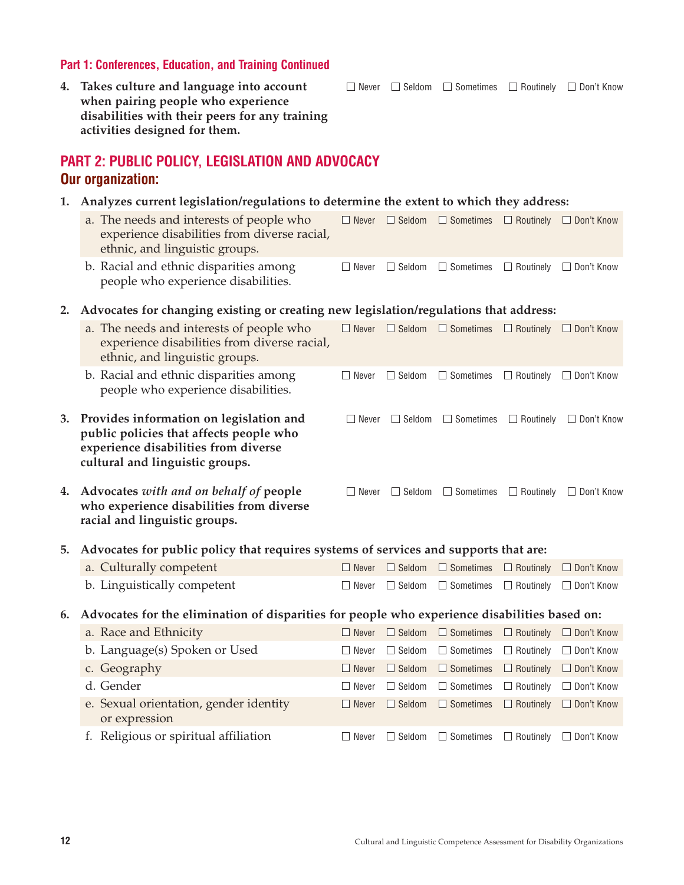### Part 1: Conferences, Education, and Training Continued

**4. Takes culture and language into account when pairing people who experience disabilities with their peers for any training activities designed for them.** ☐ Never ☐ Seldom ☐ Sometimes ☐ Routinely ☐ Don't Know

## PART 2: PUBLIC POLICY, LEGISLATION AND ADVOCACY

### Our organization:

**1. Analyzes current legislation/regulations to determine the extent to which they address:**

| | | | | | |
|---|---|---|---|---|---|
| a. The needs and interests of people who experience disabilities from diverse racial, ethnic, and linguistic groups. | ☐ Never | ☐ Seldom | ☐ Sometimes | ☐ Routinely | ☐ Don't Know |
| b. Racial and ethnic disparities among people who experience disabilities. | ☐ Never | ☐ Seldom | ☐ Sometimes | ☐ Routinely | ☐ Don't Know |

**2. Advocates for changing existing or creating new legislation/regulations that address:**

| | | | | | |
|---|---|---|---|---|---|
| a. The needs and interests of people who experience disabilities from diverse racial, ethnic, and linguistic groups. | ☐ Never | ☐ Seldom | ☐ Sometimes | ☐ Routinely | ☐ Don't Know |
| b. Racial and ethnic disparities among people who experience disabilities. | ☐ Never | ☐ Seldom | ☐ Sometimes | ☐ Routinely | ☐ Don't Know |

**3. Provides information on legislation and public policies that affects people who experience disabilities from diverse cultural and linguistic groups.** ☐ Never ☐ Seldom ☐ Sometimes ☐ Routinely ☐ Don't Know

**4. Advocates *with and on behalf of* people who experience disabilities from diverse racial and linguistic groups.** ☐ Never ☐ Seldom ☐ Sometimes ☐ Routinely ☐ Don't Know

**5. Advocates for public policy that requires systems of services and supports that are:**

| | | | | | |
|---|---|---|---|---|---|
| a. Culturally competent | ☐ Never | ☐ Seldom | ☐ Sometimes | ☐ Routinely | ☐ Don't Know |
| b. Linguistically competent | ☐ Never | ☐ Seldom | ☐ Sometimes | ☐ Routinely | ☐ Don't Know |

**6. Advocates for the elimination of disparities for people who experience disabilities based on:**

| | | | | | |
|---|---|---|---|---|---|
| a. Race and Ethnicity | ☐ Never | ☐ Seldom | ☐ Sometimes | ☐ Routinely | ☐ Don't Know |
| b. Language(s) Spoken or Used | ☐ Never | ☐ Seldom | ☐ Sometimes | ☐ Routinely | ☐ Don't Know |
| c. Geography | ☐ Never | ☐ Seldom | ☐ Sometimes | ☐ Routinely | ☐ Don't Know |
| d. Gender | ☐ Never | ☐ Seldom | ☐ Sometimes | ☐ Routinely | ☐ Don't Know |
| e. Sexual orientation, gender identity or expression | ☐ Never | ☐ Seldom | ☐ Sometimes | ☐ Routinely | ☐ Don't Know |
| f. Religious or spiritual affiliation | ☐ Never | ☐ Seldom | ☐ Sometimes | ☐ Routinely | ☐ Don't Know |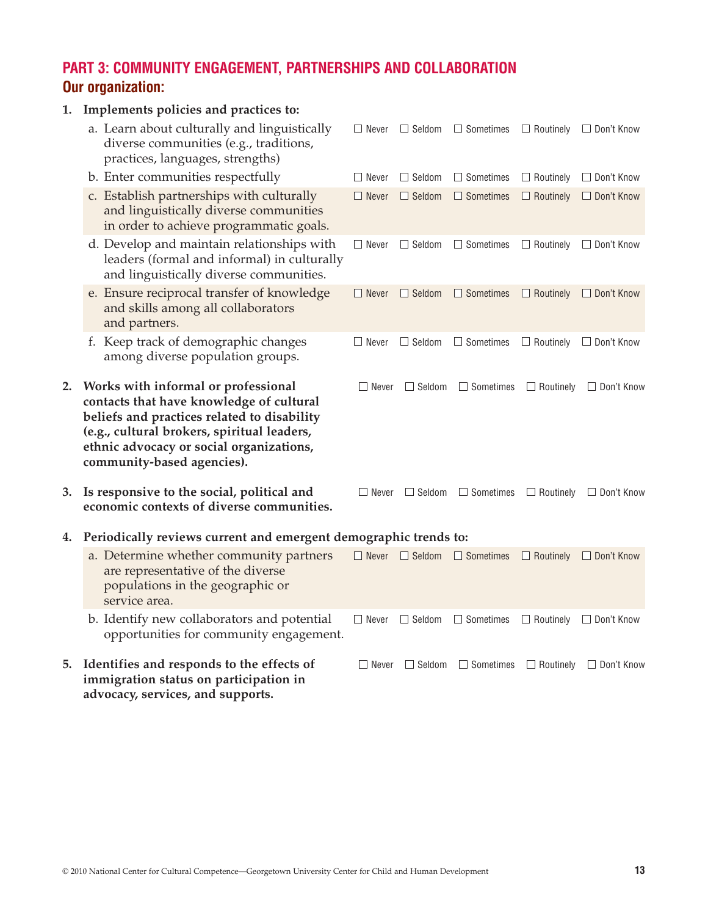## PART 3: COMMUNITY ENGAGEMENT, PARTNERSHIPS AND COLLABORATION

### Our organization:

**1. Implements policies and practices to:**

| | | | | | |
|---|---|---|---|---|---|
| a. Learn about culturally and linguistically diverse communities (e.g., traditions, practices, languages, strengths) | ☐ Never | ☐ Seldom | ☐ Sometimes | ☐ Routinely | ☐ Don't Know |
| b. Enter communities respectfully | ☐ Never | ☐ Seldom | ☐ Sometimes | ☐ Routinely | ☐ Don't Know |
| c. Establish partnerships with culturally and linguistically diverse communities in order to achieve programmatic goals. | ☐ Never | ☐ Seldom | ☐ Sometimes | ☐ Routinely | ☐ Don't Know |
| d. Develop and maintain relationships with leaders (formal and informal) in culturally and linguistically diverse communities. | ☐ Never | ☐ Seldom | ☐ Sometimes | ☐ Routinely | ☐ Don't Know |
| e. Ensure reciprocal transfer of knowledge and skills among all collaborators and partners. | ☐ Never | ☐ Seldom | ☐ Sometimes | ☐ Routinely | ☐ Don't Know |
| f. Keep track of demographic changes among diverse population groups. | ☐ Never | ☐ Seldom | ☐ Sometimes | ☐ Routinely | ☐ Don't Know |

| | | | | | |
|---|---|---|---|---|---|
| **2. Works with informal or professional contacts that have knowledge of cultural beliefs and practices related to disability (e.g., cultural brokers, spiritual leaders, ethnic advocacy or social organizations, community-based agencies).** | ☐ Never | ☐ Seldom | ☐ Sometimes | ☐ Routinely | ☐ Don't Know |
| **3. Is responsive to the social, political and economic contexts of diverse communities.** | ☐ Never | ☐ Seldom | ☐ Sometimes | ☐ Routinely | ☐ Don't Know |

**4. Periodically reviews current and emergent demographic trends to:**

| | | | | | |
|---|---|---|---|---|---|
| a. Determine whether community partners are representative of the diverse populations in the geographic or service area. | ☐ Never | ☐ Seldom | ☐ Sometimes | ☐ Routinely | ☐ Don't Know |
| b. Identify new collaborators and potential opportunities for community engagement. | ☐ Never | ☐ Seldom | ☐ Sometimes | ☐ Routinely | ☐ Don't Know |

| | | | | | |
|---|---|---|---|---|---|
| **5. Identifies and responds to the effects of immigration status on participation in advocacy, services, and supports.** | ☐ Never | ☐ Seldom | ☐ Sometimes | ☐ Routinely | ☐ Don't Know |

© 2010 National Center for Cultural Competence—Georgetown University Center for Child and Human Development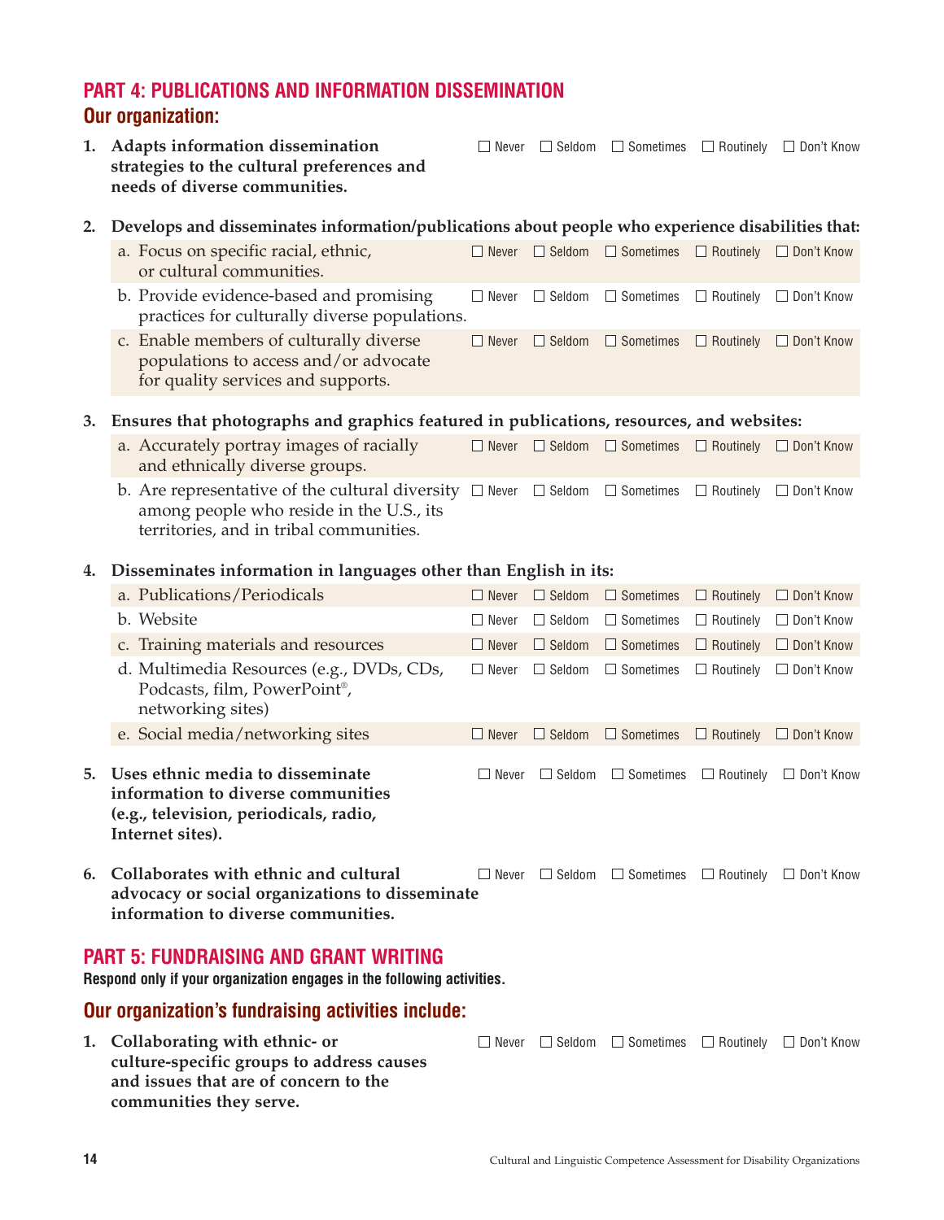## PART 4: PUBLICATIONS AND INFORMATION DISSEMINATION

### Our organization:

1. **Adapts information dissemination strategies to the cultural preferences and needs of diverse communities.** ☐ Never ☐ Seldom ☐ Sometimes ☐ Routinely ☐ Don't Know

2. **Develops and disseminates information/publications about people who experience disabilities that:**

| | | | | | |
|---|---|---|---|---|---|
| a. Focus on specific racial, ethnic, or cultural communities. | ☐ Never | ☐ Seldom | ☐ Sometimes | ☐ Routinely | ☐ Don't Know |
| b. Provide evidence-based and promising practices for culturally diverse populations. | ☐ Never | ☐ Seldom | ☐ Sometimes | ☐ Routinely | ☐ Don't Know |
| c. Enable members of culturally diverse populations to access and/or advocate for quality services and supports. | ☐ Never | ☐ Seldom | ☐ Sometimes | ☐ Routinely | ☐ Don't Know |

3. **Ensures that photographs and graphics featured in publications, resources, and websites:**

| | | | | | |
|---|---|---|---|---|---|
| a. Accurately portray images of racially and ethnically diverse groups. | ☐ Never | ☐ Seldom | ☐ Sometimes | ☐ Routinely | ☐ Don't Know |
| b. Are representative of the cultural diversity among people who reside in the U.S., its territories, and in tribal communities. | ☐ Never | ☐ Seldom | ☐ Sometimes | ☐ Routinely | ☐ Don't Know |

4. **Disseminates information in languages other than English in its:**

| | | | | | |
|---|---|---|---|---|---|
| a. Publications/Periodicals | ☐ Never | ☐ Seldom | ☐ Sometimes | ☐ Routinely | ☐ Don't Know |
| b. Website | ☐ Never | ☐ Seldom | ☐ Sometimes | ☐ Routinely | ☐ Don't Know |
| c. Training materials and resources | ☐ Never | ☐ Seldom | ☐ Sometimes | ☐ Routinely | ☐ Don't Know |
| d. Multimedia Resources (e.g., DVDs, CDs, Podcasts, film, PowerPoint®, networking sites) | ☐ Never | ☐ Seldom | ☐ Sometimes | ☐ Routinely | ☐ Don't Know |
| e. Social media/networking sites | ☐ Never | ☐ Seldom | ☐ Sometimes | ☐ Routinely | ☐ Don't Know |

5. **Uses ethnic media to disseminate information to diverse communities (e.g., television, periodicals, radio, Internet sites).** ☐ Never ☐ Seldom ☐ Sometimes ☐ Routinely ☐ Don't Know

6. **Collaborates with ethnic and cultural advocacy or social organizations to disseminate information to diverse communities.** ☐ Never ☐ Seldom ☐ Sometimes ☐ Routinely ☐ Don't Know

## PART 5: FUNDRAISING AND GRANT WRITING

**Respond only if your organization engages in the following activities.**

### Our organization's fundraising activities include:

1. **Collaborating with ethnic- or culture-specific groups to address causes and issues that are of concern to the communities they serve.** ☐ Never ☐ Seldom ☐ Sometimes ☐ Routinely ☐ Don't Know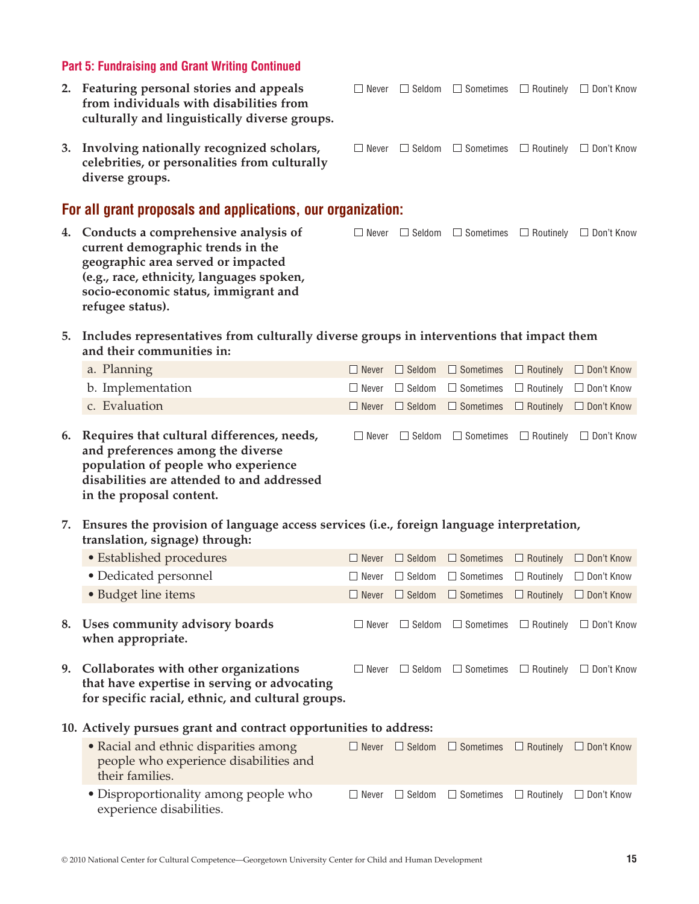## Part 5: Fundraising and Grant Writing Continued

| | Never | Seldom | Sometimes | Routinely | Don't Know |
|---|---|---|---|---|---|
| **2. Featuring personal stories and appeals from individuals with disabilities from culturally and linguistically diverse groups.** | ☐ | ☐ | ☐ | ☐ | ☐ |
| **3. Involving nationally recognized scholars, celebrities, or personalities from culturally diverse groups.** | ☐ | ☐ | ☐ | ☐ | ☐ |

## For all grant proposals and applications, our organization:

| | Never | Seldom | Sometimes | Routinely | Don't Know |
|---|---|---|---|---|---|
| **4. Conducts a comprehensive analysis of current demographic trends in the geographic area served or impacted (e.g., race, ethnicity, languages spoken, socio-economic status, immigrant and refugee status).** | ☐ | ☐ | ☐ | ☐ | ☐ |
| **5. Includes representatives from culturally diverse groups in interventions that impact them and their communities in:** | | | | | |
| a. Planning | ☐ | ☐ | ☐ | ☐ | ☐ |
| b. Implementation | ☐ | ☐ | ☐ | ☐ | ☐ |
| c. Evaluation | ☐ | ☐ | ☐ | ☐ | ☐ |
| **6. Requires that cultural differences, needs, and preferences among the diverse population of people who experience disabilities are attended to and addressed in the proposal content.** | ☐ | ☐ | ☐ | ☐ | ☐ |
| **7. Ensures the provision of language access services (i.e., foreign language interpretation, translation, signage) through:** | | | | | |
| • Established procedures | ☐ | ☐ | ☐ | ☐ | ☐ |
| • Dedicated personnel | ☐ | ☐ | ☐ | ☐ | ☐ |
| • Budget line items | ☐ | ☐ | ☐ | ☐ | ☐ |
| **8. Uses community advisory boards when appropriate.** | ☐ | ☐ | ☐ | ☐ | ☐ |
| **9. Collaborates with other organizations that have expertise in serving or advocating for specific racial, ethnic, and cultural groups.** | ☐ | ☐ | ☐ | ☐ | ☐ |
| **10. Actively pursues grant and contract opportunities to address:** | | | | | |
| • Racial and ethnic disparities among people who experience disabilities and their families. | ☐ | ☐ | ☐ | ☐ | ☐ |
| • Disproportionality among people who experience disabilities. | ☐ | ☐ | ☐ | ☐ | ☐ |

© 2010 National Center for Cultural Competence—Georgetown University Center for Child and Human Development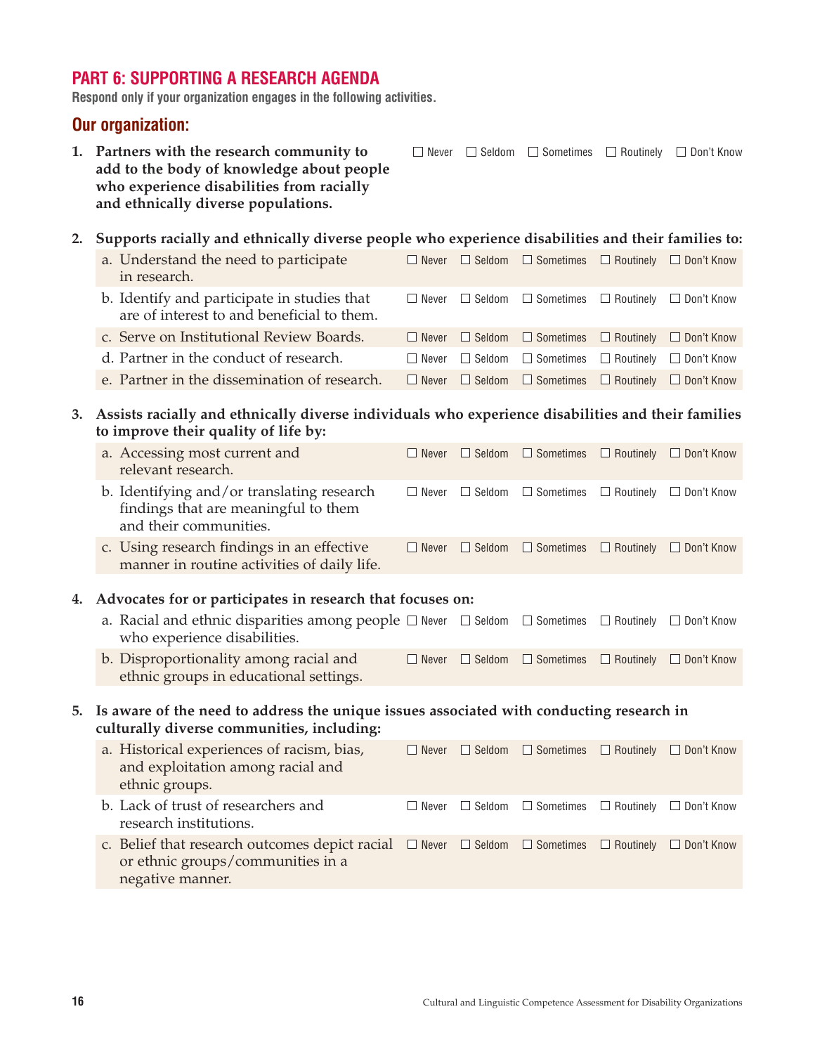## PART 6: SUPPORTING A RESEARCH AGENDA

**Respond only if your organization engages in the following activities.**

### Our organization:

**1. Partners with the research community to add to the body of knowledge about people who experience disabilities from racially and ethnically diverse populations.** ☐ Never ☐ Seldom ☐ Sometimes ☐ Routinely ☐ Don't Know

**2. Supports racially and ethnically diverse people who experience disabilities and their families to:**

| | | | | | |
|---|---|---|---|---|---|
| a. Understand the need to participate in research. | ☐ Never | ☐ Seldom | ☐ Sometimes | ☐ Routinely | ☐ Don't Know |
| b. Identify and participate in studies that are of interest to and beneficial to them. | ☐ Never | ☐ Seldom | ☐ Sometimes | ☐ Routinely | ☐ Don't Know |
| c. Serve on Institutional Review Boards. | ☐ Never | ☐ Seldom | ☐ Sometimes | ☐ Routinely | ☐ Don't Know |
| d. Partner in the conduct of research. | ☐ Never | ☐ Seldom | ☐ Sometimes | ☐ Routinely | ☐ Don't Know |
| e. Partner in the dissemination of research. | ☐ Never | ☐ Seldom | ☐ Sometimes | ☐ Routinely | ☐ Don't Know |

**3. Assists racially and ethnically diverse individuals who experience disabilities and their families to improve their quality of life by:**

| | | | | | |
|---|---|---|---|---|---|
| a. Accessing most current and relevant research. | ☐ Never | ☐ Seldom | ☐ Sometimes | ☐ Routinely | ☐ Don't Know |
| b. Identifying and/or translating research findings that are meaningful to them and their communities. | ☐ Never | ☐ Seldom | ☐ Sometimes | ☐ Routinely | ☐ Don't Know |
| c. Using research findings in an effective manner in routine activities of daily life. | ☐ Never | ☐ Seldom | ☐ Sometimes | ☐ Routinely | ☐ Don't Know |

**4. Advocates for or participates in research that focuses on:**

| | | | | | |
|---|---|---|---|---|---|
| a. Racial and ethnic disparities among people who experience disabilities. | ☐ Never | ☐ Seldom | ☐ Sometimes | ☐ Routinely | ☐ Don't Know |
| b. Disproportionality among racial and ethnic groups in educational settings. | ☐ Never | ☐ Seldom | ☐ Sometimes | ☐ Routinely | ☐ Don't Know |

**5. Is aware of the need to address the unique issues associated with conducting research in culturally diverse communities, including:**

| | | | | | |
|---|---|---|---|---|---|
| a. Historical experiences of racism, bias, and exploitation among racial and ethnic groups. | ☐ Never | ☐ Seldom | ☐ Sometimes | ☐ Routinely | ☐ Don't Know |
| b. Lack of trust of researchers and research institutions. | ☐ Never | ☐ Seldom | ☐ Sometimes | ☐ Routinely | ☐ Don't Know |
| c. Belief that research outcomes depict racial or ethnic groups/communities in a negative manner. | ☐ Never | ☐ Seldom | ☐ Sometimes | ☐ Routinely | ☐ Don't Know |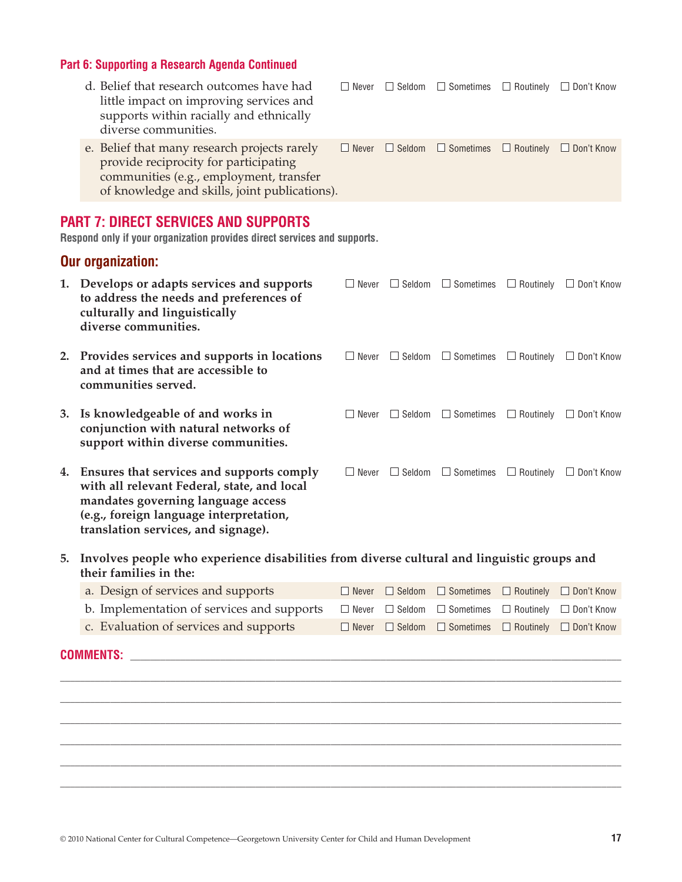### Part 6: Supporting a Research Agenda Continued

| | | | | | |
|---|---|---|---|---|---|
| d. Belief that research outcomes have had little impact on improving services and supports within racially and ethnically diverse communities. | ☐ Never | ☐ Seldom | ☐ Sometimes | ☐ Routinely | ☐ Don't Know |
| e. Belief that many research projects rarely provide reciprocity for participating communities (e.g., employment, transfer of knowledge and skills, joint publications). | ☐ Never | ☐ Seldom | ☐ Sometimes | ☐ Routinely | ☐ Don't Know |

## PART 7: DIRECT SERVICES AND SUPPORTS

**Respond only if your organization provides direct services and supports.**

### Our organization:

| | | | | | |
|---|---|---|---|---|---|
| **1. Develops or adapts services and supports to address the needs and preferences of culturally and linguistically diverse communities.** | ☐ Never | ☐ Seldom | ☐ Sometimes | ☐ Routinely | ☐ Don't Know |
| **2. Provides services and supports in locations and at times that are accessible to communities served.** | ☐ Never | ☐ Seldom | ☐ Sometimes | ☐ Routinely | ☐ Don't Know |
| **3. Is knowledgeable of and works in conjunction with natural networks of support within diverse communities.** | ☐ Never | ☐ Seldom | ☐ Sometimes | ☐ Routinely | ☐ Don't Know |
| **4. Ensures that services and supports comply with all relevant Federal, state, and local mandates governing language access (e.g., foreign language interpretation, translation services, and signage).** | ☐ Never | ☐ Seldom | ☐ Sometimes | ☐ Routinely | ☐ Don't Know |

**5. Involves people who experience disabilities from diverse cultural and linguistic groups and their families in the:**

| | | | | | |
|---|---|---|---|---|---|
| a. Design of services and supports | ☐ Never | ☐ Seldom | ☐ Sometimes | ☐ Routinely | ☐ Don't Know |
| b. Implementation of services and supports | ☐ Never | ☐ Seldom | ☐ Sometimes | ☐ Routinely | ☐ Don't Know |
| c. Evaluation of services and supports | ☐ Never | ☐ Seldom | ☐ Sometimes | ☐ Routinely | ☐ Don't Know |

**COMMENTS:** ______________________________________________________________________

___________________________________________________________________________________

___________________________________________________________________________________

___________________________________________________________________________________

___________________________________________________________________________________

___________________________________________________________________________________

___________________________________________________________________________________

© 2010 National Center for Cultural Competence—Georgetown University Center for Child and Human Development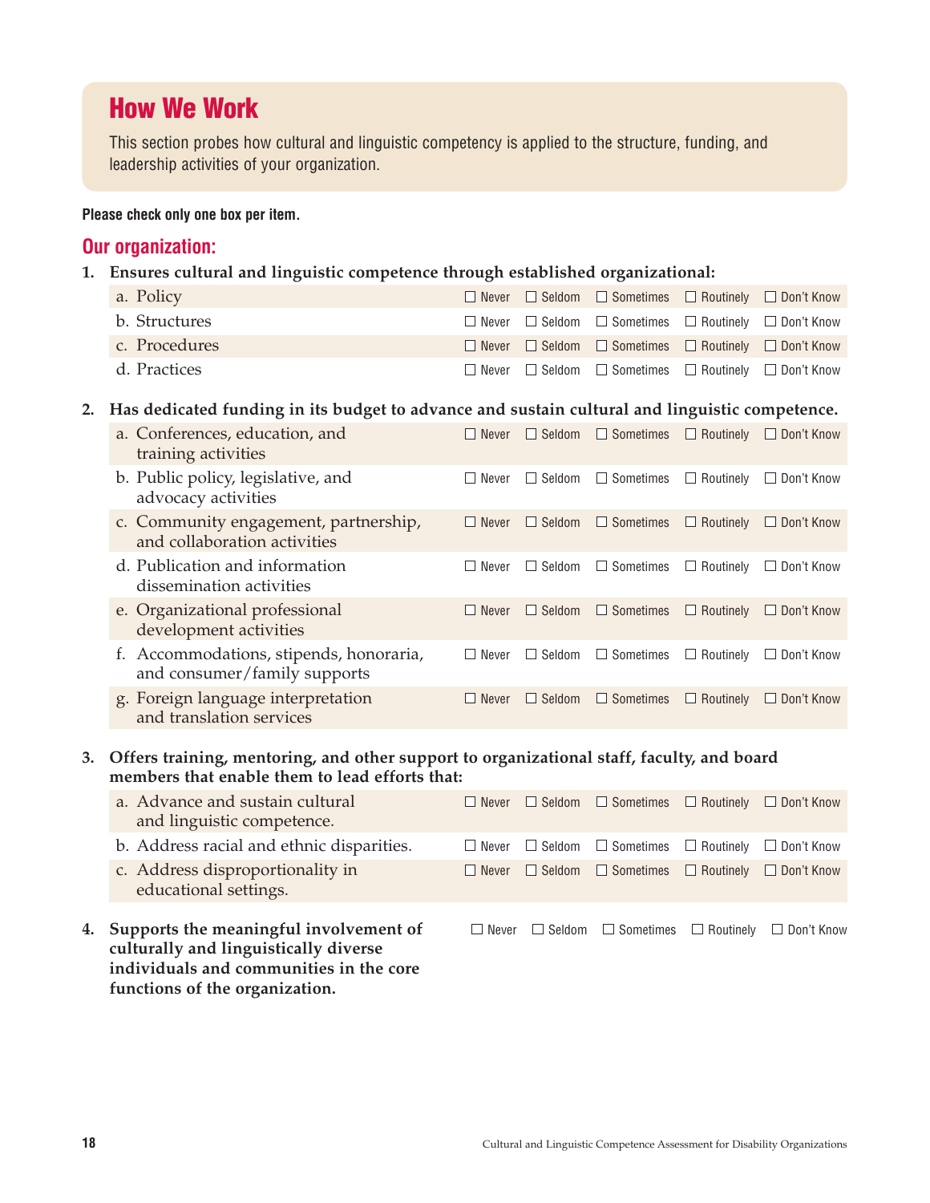## How We Work

This section probes how cultural and linguistic competency is applied to the structure, funding, and leadership activities of your organization.

**Please check only one box per item.**

### Our organization:

**1. Ensures cultural and linguistic competence through established organizational:**

| Item | | | | | |
|---|---|---|---|---|---|
| a. Policy | ☐ Never | ☐ Seldom | ☐ Sometimes | ☐ Routinely | ☐ Don't Know |
| b. Structures | ☐ Never | ☐ Seldom | ☐ Sometimes | ☐ Routinely | ☐ Don't Know |
| c. Procedures | ☐ Never | ☐ Seldom | ☐ Sometimes | ☐ Routinely | ☐ Don't Know |
| d. Practices | ☐ Never | ☐ Seldom | ☐ Sometimes | ☐ Routinely | ☐ Don't Know |

**2. Has dedicated funding in its budget to advance and sustain cultural and linguistic competence.**

| Item | | | | | |
|---|---|---|---|---|---|
| a. Conferences, education, and training activities | ☐ Never | ☐ Seldom | ☐ Sometimes | ☐ Routinely | ☐ Don't Know |
| b. Public policy, legislative, and advocacy activities | ☐ Never | ☐ Seldom | ☐ Sometimes | ☐ Routinely | ☐ Don't Know |
| c. Community engagement, partnership, and collaboration activities | ☐ Never | ☐ Seldom | ☐ Sometimes | ☐ Routinely | ☐ Don't Know |
| d. Publication and information dissemination activities | ☐ Never | ☐ Seldom | ☐ Sometimes | ☐ Routinely | ☐ Don't Know |
| e. Organizational professional development activities | ☐ Never | ☐ Seldom | ☐ Sometimes | ☐ Routinely | ☐ Don't Know |
| f. Accommodations, stipends, honoraria, and consumer/family supports | ☐ Never | ☐ Seldom | ☐ Sometimes | ☐ Routinely | ☐ Don't Know |
| g. Foreign language interpretation and translation services | ☐ Never | ☐ Seldom | ☐ Sometimes | ☐ Routinely | ☐ Don't Know |

**3. Offers training, mentoring, and other support to organizational staff, faculty, and board members that enable them to lead efforts that:**

| Item | | | | | |
|---|---|---|---|---|---|
| a. Advance and sustain cultural and linguistic competence. | ☐ Never | ☐ Seldom | ☐ Sometimes | ☐ Routinely | ☐ Don't Know |
| b. Address racial and ethnic disparities. | ☐ Never | ☐ Seldom | ☐ Sometimes | ☐ Routinely | ☐ Don't Know |
| c. Address disproportionality in educational settings. | ☐ Never | ☐ Seldom | ☐ Sometimes | ☐ Routinely | ☐ Don't Know |

| Item | | | | | |
|---|---|---|---|---|---|
| **4. Supports the meaningful involvement of culturally and linguistically diverse individuals and communities in the core functions of the organization.** | ☐ Never | ☐ Seldom | ☐ Sometimes | ☐ Routinely | ☐ Don't Know |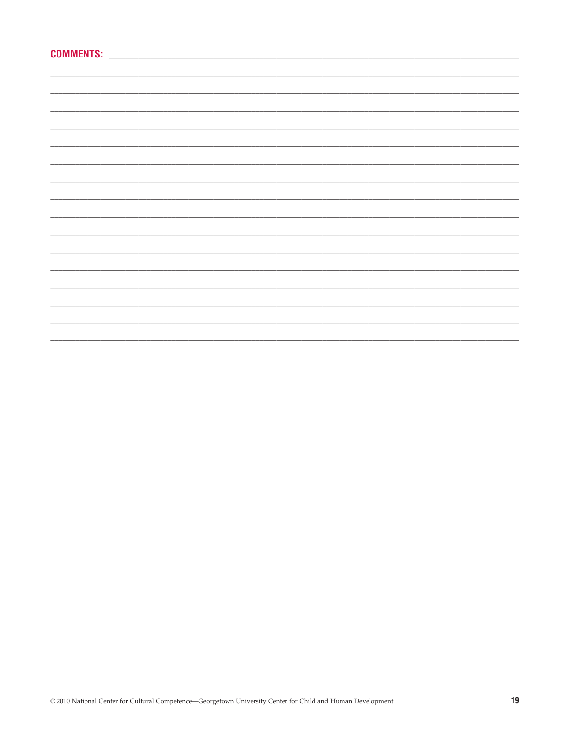**COMMENTS:** ______________________________________________________________________________

______________________________________________________________________________________________

______________________________________________________________________________________________

______________________________________________________________________________________________

______________________________________________________________________________________________

______________________________________________________________________________________________

______________________________________________________________________________________________

______________________________________________________________________________________________

______________________________________________________________________________________________

______________________________________________________________________________________________

______________________________________________________________________________________________

______________________________________________________________________________________________

______________________________________________________________________________________________

______________________________________________________________________________________________

______________________________________________________________________________________________

______________________________________________________________________________________________

© 2010 National Center for Cultural Competence—Georgetown University Center for Child and Human Development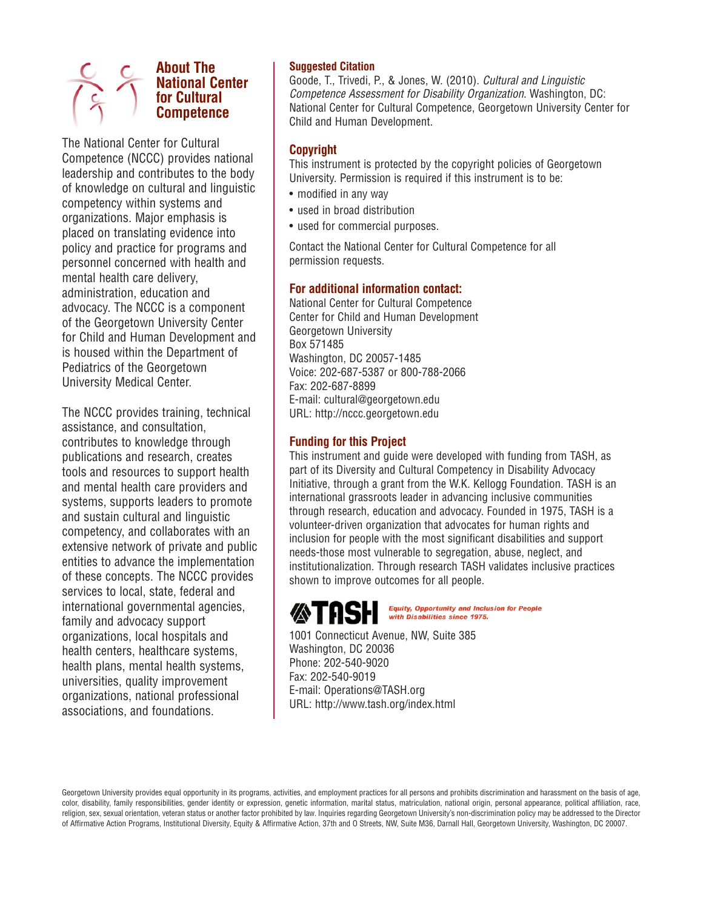## About The National Center for Cultural Competence

The National Center for Cultural Competence (NCCC) provides national leadership and contributes to the body of knowledge on cultural and linguistic competency within systems and organizations. Major emphasis is placed on translating evidence into policy and practice for programs and personnel concerned with health and mental health care delivery, administration, education and advocacy. The NCCC is a component of the Georgetown University Center for Child and Human Development and is housed within the Department of Pediatrics of the Georgetown University Medical Center.

The NCCC provides training, technical assistance, and consultation, contributes to knowledge through publications and research, creates tools and resources to support health and mental health care providers and systems, supports leaders to promote and sustain cultural and linguistic competency, and collaborates with an extensive network of private and public entities to advance the implementation of these concepts. The NCCC provides services to local, state, federal and international governmental agencies, family and advocacy support organizations, local hospitals and health centers, healthcare systems, health plans, mental health systems, universities, quality improvement organizations, national professional associations, and foundations.

### Suggested Citation

Goode, T., Trivedi, P., & Jones, W. (2010). *Cultural and Linguistic Competence Assessment for Disability Organization*. Washington, DC: National Center for Cultural Competence, Georgetown University Center for Child and Human Development.

### Copyright

This instrument is protected by the copyright policies of Georgetown University. Permission is required if this instrument is to be:

- modified in any way
- used in broad distribution
- used for commercial purposes.

Contact the National Center for Cultural Competence for all permission requests.

### For additional information contact:

National Center for Cultural Competence
Center for Child and Human Development
Georgetown University
Box 571485
Washington, DC 20057-1485
Voice: 202-687-5387 or 800-788-2066
Fax: 202-687-8899
E-mail: cultural@georgetown.edu
URL: http://nccc.georgetown.edu

### Funding for this Project

This instrument and guide were developed with funding from TASH, as part of its Diversity and Cultural Competency in Disability Advocacy Initiative, through a grant from the W.K. Kellogg Foundation. TASH is an international grassroots leader in advancing inclusive communities through research, education and advocacy. Founded in 1975, TASH is a volunteer-driven organization that advocates for human rights and inclusion for people with the most significant disabilities and support needs-those most vulnerable to segregation, abuse, neglect, and institutionalization. Through research TASH validates inclusive practices shown to improve outcomes for all people.

TASH — *Equity, Opportunity and Inclusion for People with Disabilities since 1975.*

1001 Connecticut Avenue, NW, Suite 385
Washington, DC 20036
Phone: 202-540-9020
Fax: 202-540-9019
E-mail: Operations@TASH.org
URL: http://www.tash.org/index.html

Georgetown University provides equal opportunity in its programs, activities, and employment practices for all persons and prohibits discrimination and harassment on the basis of age, color, disability, family responsibilities, gender identity or expression, genetic information, marital status, matriculation, national origin, personal appearance, political affiliation, race, religion, sex, sexual orientation, veteran status or another factor prohibited by law. Inquiries regarding Georgetown University's non-discrimination policy may be addressed to the Director of Affirmative Action Programs, Institutional Diversity, Equity & Affirmative Action, 37th and O Streets, NW, Suite M36, Darnall Hall, Georgetown University, Washington, DC 20007.